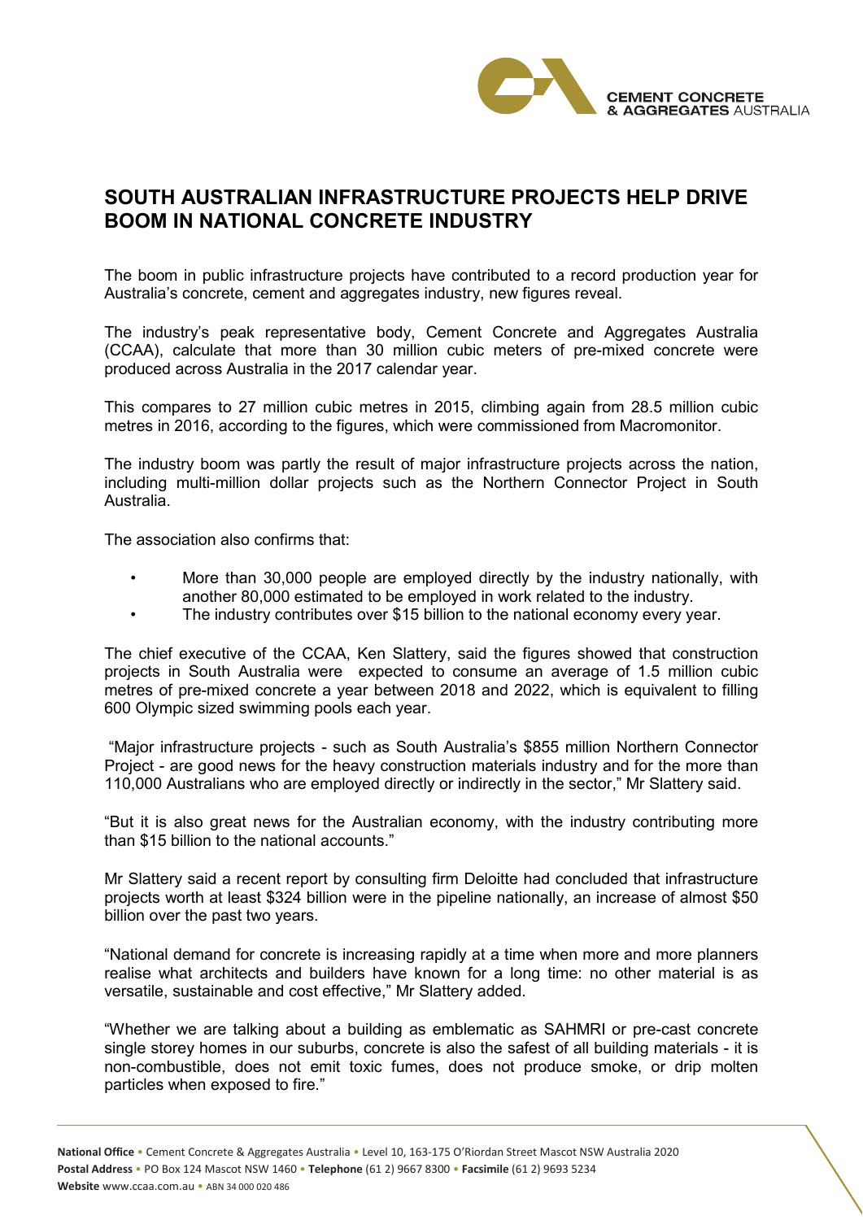# SOUTH AUSTRALIAN INFRASTRUCTURE PROJECTS HELP DRIVE BOOM IN NATIONAL CONCRETE INDUSTRY

The boom in public infrastructure projects have contributed to a record production year for Australia's concrete, cement and aggregates industry, new figures reveal.

The industry's peak representative body, Cement Concrete and Aggregates Australia (CCAA), calculate that more than 30 million cubic meters of pre-mixed concrete were produced across Australia in the 2017 calendar year.

This compares to 27 million cubic metres in 2015, climbing again from 28.5 million cubic metres in 2016, according to the figures, which were commissioned from Macromonitor.

The industry boom was partly the result of major infrastructure projects across the nation, including multi-million dollar projects such as the Northern Connector Project in South Australia.

The association also confirms that:

- More than 30,000 people are employed directly by the industry nationally, with another 80,000 estimated to be employed in work related to the industry.
- The industry contributes over $15 billion to the national economy every year.

The chief executive of the CCAA, Ken Slattery, said the figures showed that construction projects in South Australia were expected to consume an average of 1.5 million cubic metres of pre-mixed concrete a year between 2018 and 2022, which is equivalent to filling 600 Olympic sized swimming pools each year.

"Major infrastructure projects - such as South Australia's $855 million Northern Connector Project - are good news for the heavy construction materials industry and for the more than 110,000 Australians who are employed directly or indirectly in the sector," Mr Slattery said.

"But it is also great news for the Australian economy, with the industry contributing more than $15 billion to the national accounts."

Mr Slattery said a recent report by consulting firm Deloitte had concluded that infrastructure projects worth at least $324 billion were in the pipeline nationally, an increase of almost $50 billion over the past two years.

"National demand for concrete is increasing rapidly at a time when more and more planners realise what architects and builders have known for a long time: no other material is as versatile, sustainable and cost effective," Mr Slattery added.

"Whether we are talking about a building as emblematic as SAHMRI or pre-cast concrete single storey homes in our suburbs, concrete is also the safest of all building materials - it is non-combustible, does not emit toxic fumes, does not produce smoke, or drip molten particles when exposed to fire."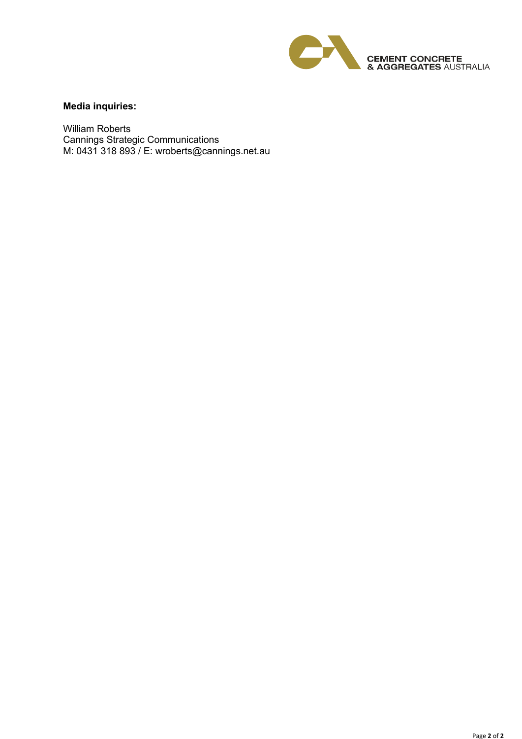**Media inquiries:**

William Roberts
Cannings Strategic Communications
M: 0431 318 893 / E: wroberts@cannings.net.au